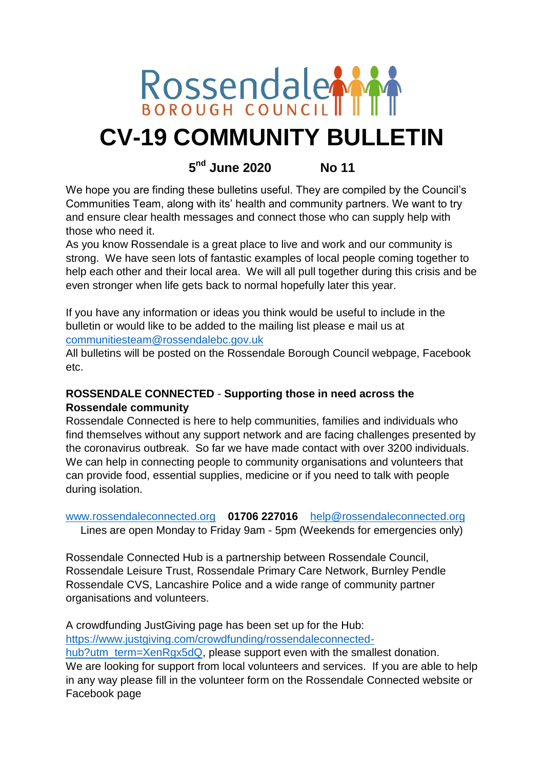Rossendale BOROUGH COUNCIL

# CV-19 COMMUNITY BULLETIN

**5nd June 2020 No 11**

We hope you are finding these bulletins useful. They are compiled by the Council's Communities Team, along with its' health and community partners. We want to try and ensure clear health messages and connect those who can supply help with those who need it.
As you know Rossendale is a great place to live and work and our community is strong. We have seen lots of fantastic examples of local people coming together to help each other and their local area. We will all pull together during this crisis and be even stronger when life gets back to normal hopefully later this year.

If you have any information or ideas you think would be useful to include in the bulletin or would like to be added to the mailing list please e mail us at communitiesteam@rossendalebc.gov.uk
All bulletins will be posted on the Rossendale Borough Council webpage, Facebook etc.

**ROSSENDALE CONNECTED** - **Supporting those in need across the Rossendale community**
Rossendale Connected is here to help communities, families and individuals who find themselves without any support network and are facing challenges presented by the coronavirus outbreak. So far we have made contact with over 3200 individuals. We can help in connecting people to community organisations and volunteers that can provide food, essential supplies, medicine or if you need to talk with people during isolation.

www.rossendaleconnected.org **01706 227016** help@rossendaleconnected.org
Lines are open Monday to Friday 9am - 5pm (Weekends for emergencies only)

Rossendale Connected Hub is a partnership between Rossendale Council, Rossendale Leisure Trust, Rossendale Primary Care Network, Burnley Pendle Rossendale CVS, Lancashire Police and a wide range of community partner organisations and volunteers.

A crowdfunding JustGiving page has been set up for the Hub: https://www.justgiving.com/crowdfunding/rossendaleconnected-hub?utm_term=XenRgx5dQ, please support even with the smallest donation.
We are looking for support from local volunteers and services. If you are able to help in any way please fill in the volunteer form on the Rossendale Connected website or Facebook page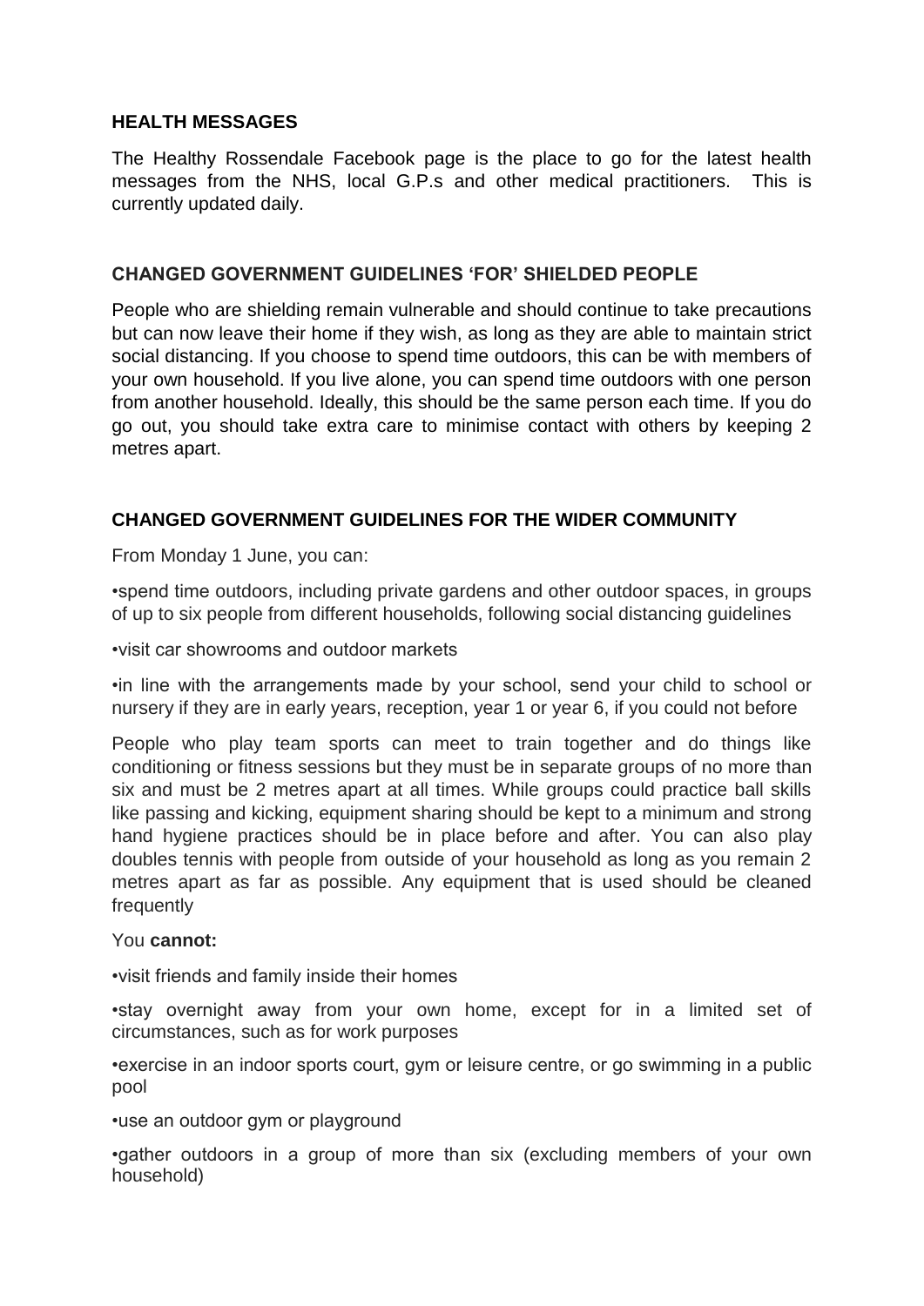## HEALTH MESSAGES

The Healthy Rossendale Facebook page is the place to go for the latest health messages from the NHS, local G.P.s and other medical practitioners. This is currently updated daily.

## CHANGED GOVERNMENT GUIDELINES 'FOR' SHIELDED PEOPLE

People who are shielding remain vulnerable and should continue to take precautions but can now leave their home if they wish, as long as they are able to maintain strict social distancing. If you choose to spend time outdoors, this can be with members of your own household. If you live alone, you can spend time outdoors with one person from another household. Ideally, this should be the same person each time. If you do go out, you should take extra care to minimise contact with others by keeping 2 metres apart.

## CHANGED GOVERNMENT GUIDELINES FOR THE WIDER COMMUNITY

From Monday 1 June, you can:

- spend time outdoors, including private gardens and other outdoor spaces, in groups of up to six people from different households, following social distancing guidelines
- visit car showrooms and outdoor markets
- in line with the arrangements made by your school, send your child to school or nursery if they are in early years, reception, year 1 or year 6, if you could not before

People who play team sports can meet to train together and do things like conditioning or fitness sessions but they must be in separate groups of no more than six and must be 2 metres apart at all times. While groups could practice ball skills like passing and kicking, equipment sharing should be kept to a minimum and strong hand hygiene practices should be in place before and after. You can also play doubles tennis with people from outside of your household as long as you remain 2 metres apart as far as possible. Any equipment that is used should be cleaned frequently

You **cannot:**

- visit friends and family inside their homes
- stay overnight away from your own home, except for in a limited set of circumstances, such as for work purposes
- exercise in an indoor sports court, gym or leisure centre, or go swimming in a public pool
- use an outdoor gym or playground
- gather outdoors in a group of more than six (excluding members of your own household)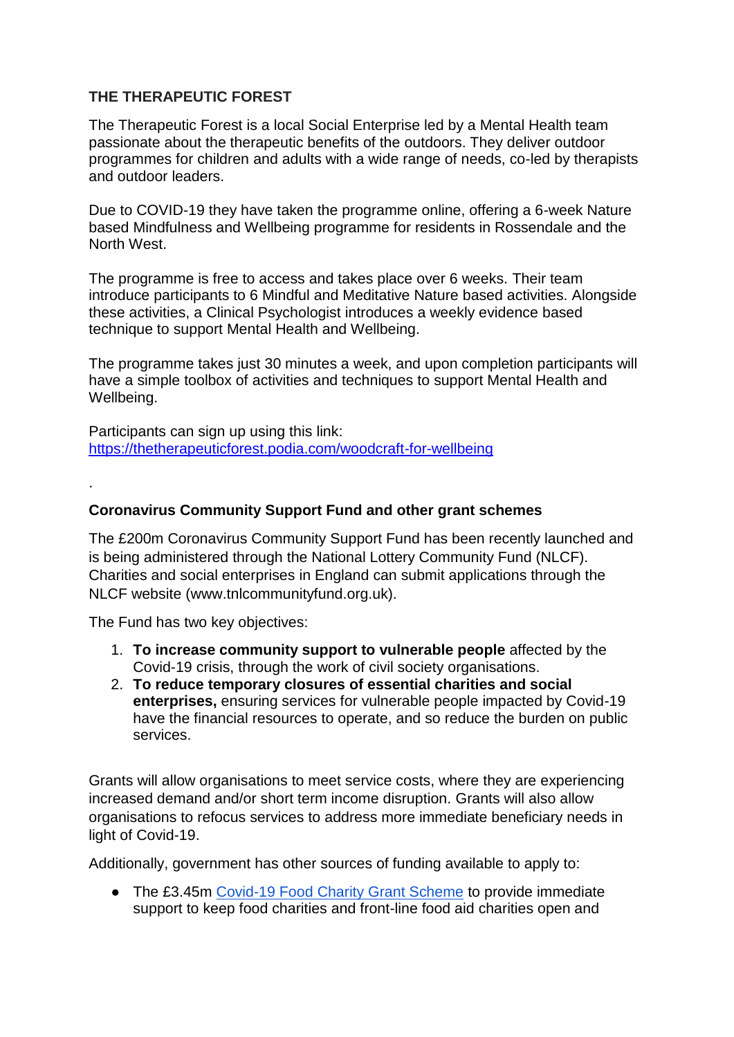**THE THERAPEUTIC FOREST**

The Therapeutic Forest is a local Social Enterprise led by a Mental Health team passionate about the therapeutic benefits of the outdoors. They deliver outdoor programmes for children and adults with a wide range of needs, co-led by therapists and outdoor leaders.

Due to COVID-19 they have taken the programme online, offering a 6-week Nature based Mindfulness and Wellbeing programme for residents in Rossendale and the North West.

The programme is free to access and takes place over 6 weeks. Their team introduce participants to 6 Mindful and Meditative Nature based activities. Alongside these activities, a Clinical Psychologist introduces a weekly evidence based technique to support Mental Health and Wellbeing.

The programme takes just 30 minutes a week, and upon completion participants will have a simple toolbox of activities and techniques to support Mental Health and Wellbeing.

Participants can sign up using this link:
https://thetherapeuticforest.podia.com/woodcraft-for-wellbeing

.

**Coronavirus Community Support Fund and other grant schemes**

The £200m Coronavirus Community Support Fund has been recently launched and is being administered through the National Lottery Community Fund (NLCF). Charities and social enterprises in England can submit applications through the NLCF website (www.tnlcommunityfund.org.uk).

The Fund has two key objectives:

1. **To increase community support to vulnerable people** affected by the Covid-19 crisis, through the work of civil society organisations.
2. **To reduce temporary closures of essential charities and social enterprises,** ensuring services for vulnerable people impacted by Covid-19 have the financial resources to operate, and so reduce the burden on public services.

Grants will allow organisations to meet service costs, where they are experiencing increased demand and/or short term income disruption. Grants will also allow organisations to refocus services to address more immediate beneficiary needs in light of Covid-19.

Additionally, government has other sources of funding available to apply to:

- The £3.45m Covid-19 Food Charity Grant Scheme to provide immediate support to keep food charities and front-line food aid charities open and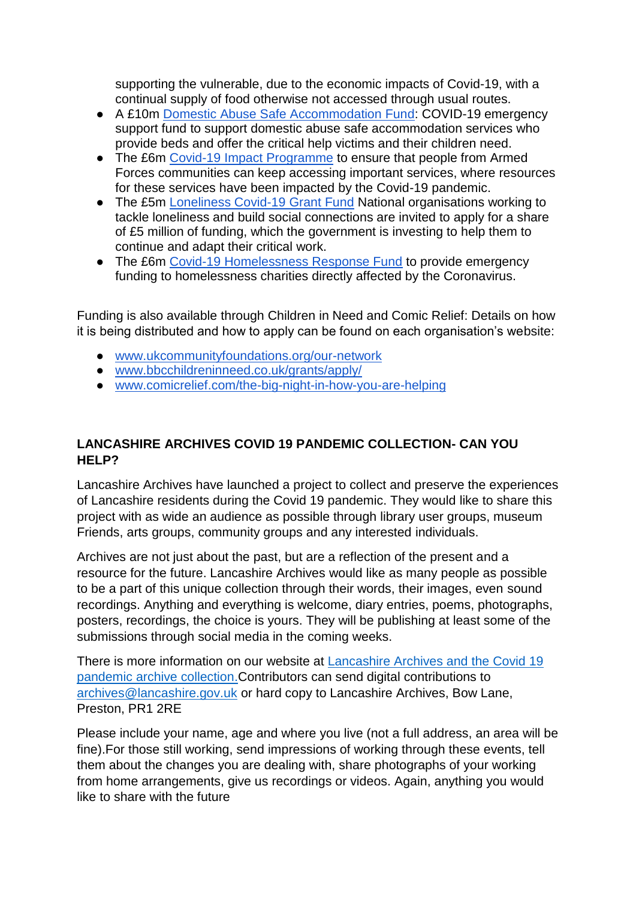supporting the vulnerable, due to the economic impacts of Covid-19, with a continual supply of food otherwise not accessed through usual routes.

- A £10m Domestic Abuse Safe Accommodation Fund: COVID-19 emergency support fund to support domestic abuse safe accommodation services who provide beds and offer the critical help victims and their children need.
- The £6m Covid-19 Impact Programme to ensure that people from Armed Forces communities can keep accessing important services, where resources for these services have been impacted by the Covid-19 pandemic.
- The £5m Loneliness Covid-19 Grant Fund National organisations working to tackle loneliness and build social connections are invited to apply for a share of £5 million of funding, which the government is investing to help them to continue and adapt their critical work.
- The £6m Covid-19 Homelessness Response Fund to provide emergency funding to homelessness charities directly affected by the Coronavirus.

Funding is also available through Children in Need and Comic Relief: Details on how it is being distributed and how to apply can be found on each organisation's website:

- www.ukcommunityfoundations.org/our-network
- www.bbcchildreninneed.co.uk/grants/apply/
- www.comicrelief.com/the-big-night-in-how-you-are-helping

**LANCASHIRE ARCHIVES COVID 19 PANDEMIC COLLECTION- CAN YOU HELP?**

Lancashire Archives have launched a project to collect and preserve the experiences of Lancashire residents during the Covid 19 pandemic. They would like to share this project with as wide an audience as possible through library user groups, museum Friends, arts groups, community groups and any interested individuals.

Archives are not just about the past, but are a reflection of the present and a resource for the future. Lancashire Archives would like as many people as possible to be a part of this unique collection through their words, their images, even sound recordings. Anything and everything is welcome, diary entries, poems, photographs, posters, recordings, the choice is yours. They will be publishing at least some of the submissions through social media in the coming weeks.

There is more information on our website at Lancashire Archives and the Covid 19 pandemic archive collection.Contributors can send digital contributions to archives@lancashire.gov.uk or hard copy to Lancashire Archives, Bow Lane, Preston, PR1 2RE

Please include your name, age and where you live (not a full address, an area will be fine).For those still working, send impressions of working through these events, tell them about the changes you are dealing with, share photographs of your working from home arrangements, give us recordings or videos. Again, anything you would like to share with the future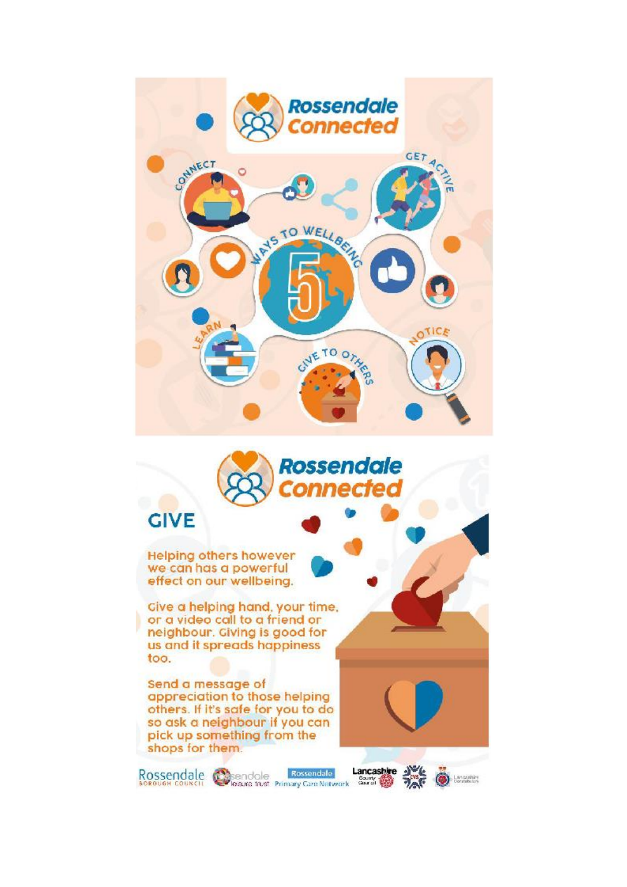# Rossendale Connected

CONNECT

GET ACTIVE

5 WAYS TO WELLBEING

LEARN

GIVE TO OTHERS

NOTICE

# Rossendale Connected

## GIVE

Helping others however we can has a powerful effect on our wellbeing.

Give a helping hand, your time, or a video call to a friend or neighbour. Giving is good for us and it spreads happiness too.

Send a message of appreciation to those helping others. If it's safe for you to do so ask a neighbour if you can pick up something from the shops for them.

Rossendale Borough Council | Rossendale Leisure Trust | Rossendale Primary Care Network | Lancashire County Council | CVS | Lancashire Constabulary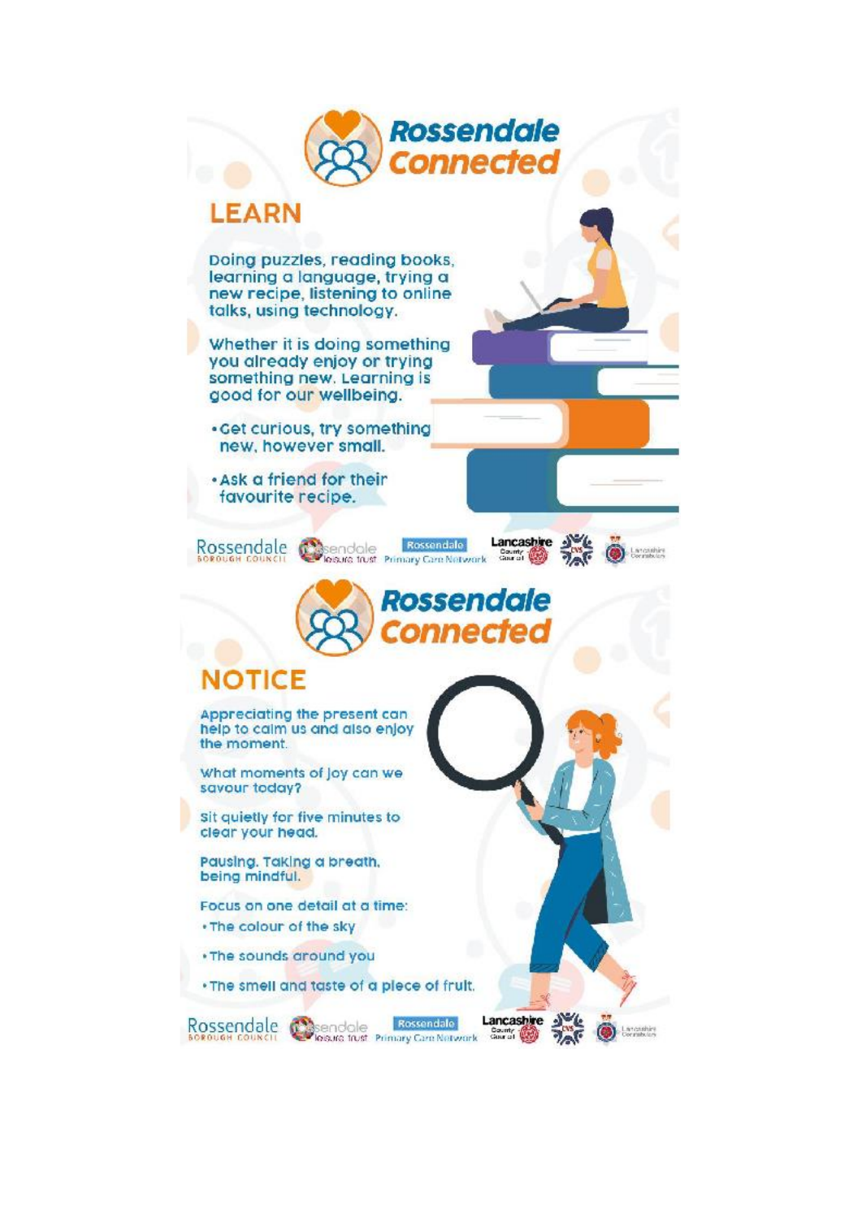# Rossendale Connected

## LEARN

Doing puzzles, reading books, learning a language, trying a new recipe, listening to online talks, using technology.

Whether it is doing something you already enjoy or trying something new. Learning is good for our wellbeing.

- Get curious, try something new, however small.
- Ask a friend for their favourite recipe.

Rossendale Borough Council · Rossendale Leisure Trust · Rossendale Primary Care Network · Lancashire County Council · CVS · Lancashire Constabulary

# Rossendale Connected

## NOTICE

Appreciating the present can help to calm us and also enjoy the moment.

What moments of joy can we savour today?

Sit quietly for five minutes to clear your head.

Pausing. Taking a breath, being mindful.

Focus on one detail at a time:

- The colour of the sky
- The sounds around you
- The smell and taste of a piece of fruit.

Rossendale Borough Council · Rossendale Leisure Trust · Rossendale Primary Care Network · Lancashire County Council · CVS · Lancashire Constabulary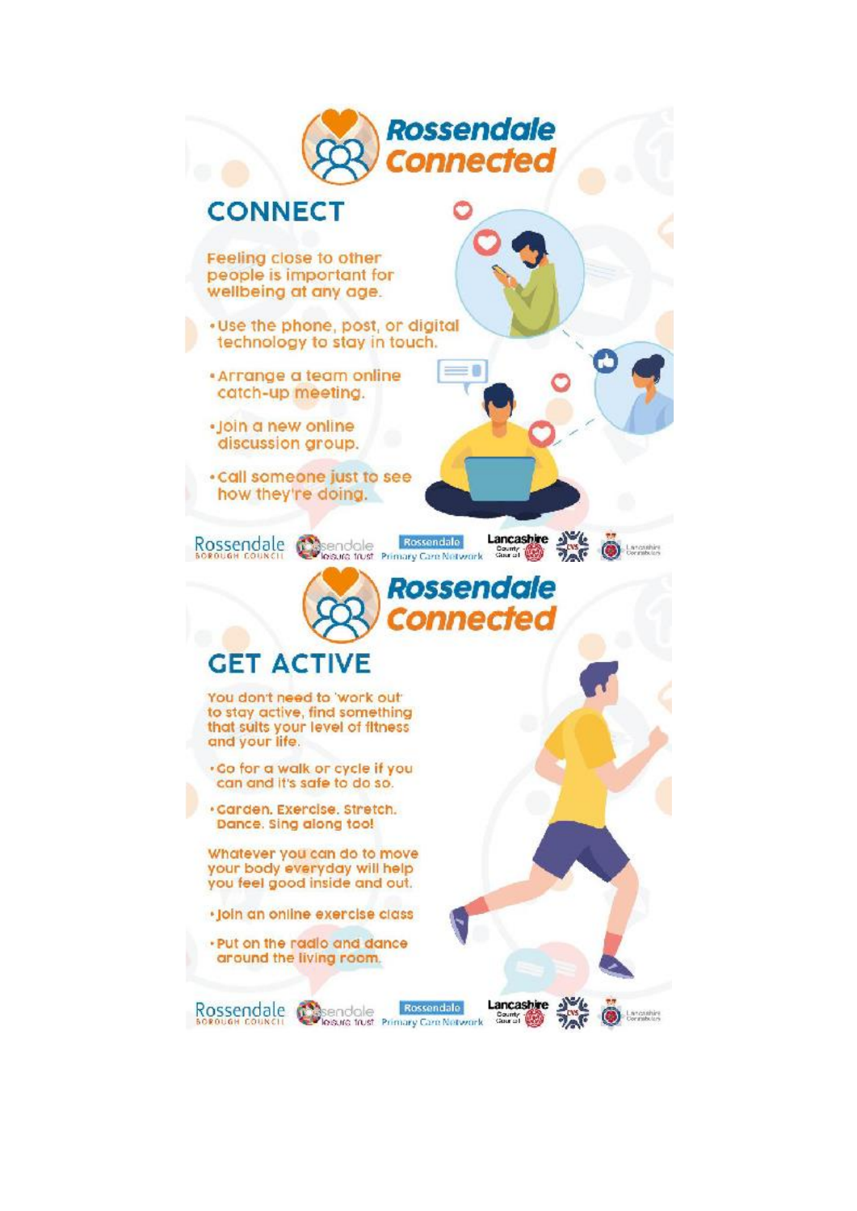# Rossendale Connected

## CONNECT

Feeling close to other people is important for wellbeing at any age.

- Use the phone, post, or digital technology to stay in touch.
- Arrange a team online catch-up meeting.
- Join a new online discussion group.
- Call someone just to see how they're doing.

Rossendale Borough Council · Rossendale Leisure Trust · Rossendale Primary Care Network · Lancashire County Council · CVS · Lancashire Constabulary

# Rossendale Connected

## GET ACTIVE

You don't need to 'work out' to stay active, find something that suits your level of fitness and your life.

- Go for a walk or cycle if you can and it's safe to do so.
- Garden. Exercise. Stretch. Dance. Sing along too!

Whatever you can do to move your body everyday will help you feel good inside and out.

- Join an online exercise class
- Put on the radio and dance around the living room.

Rossendale Borough Council · Rossendale Leisure Trust · Rossendale Primary Care Network · Lancashire County Council · CVS · Lancashire Constabulary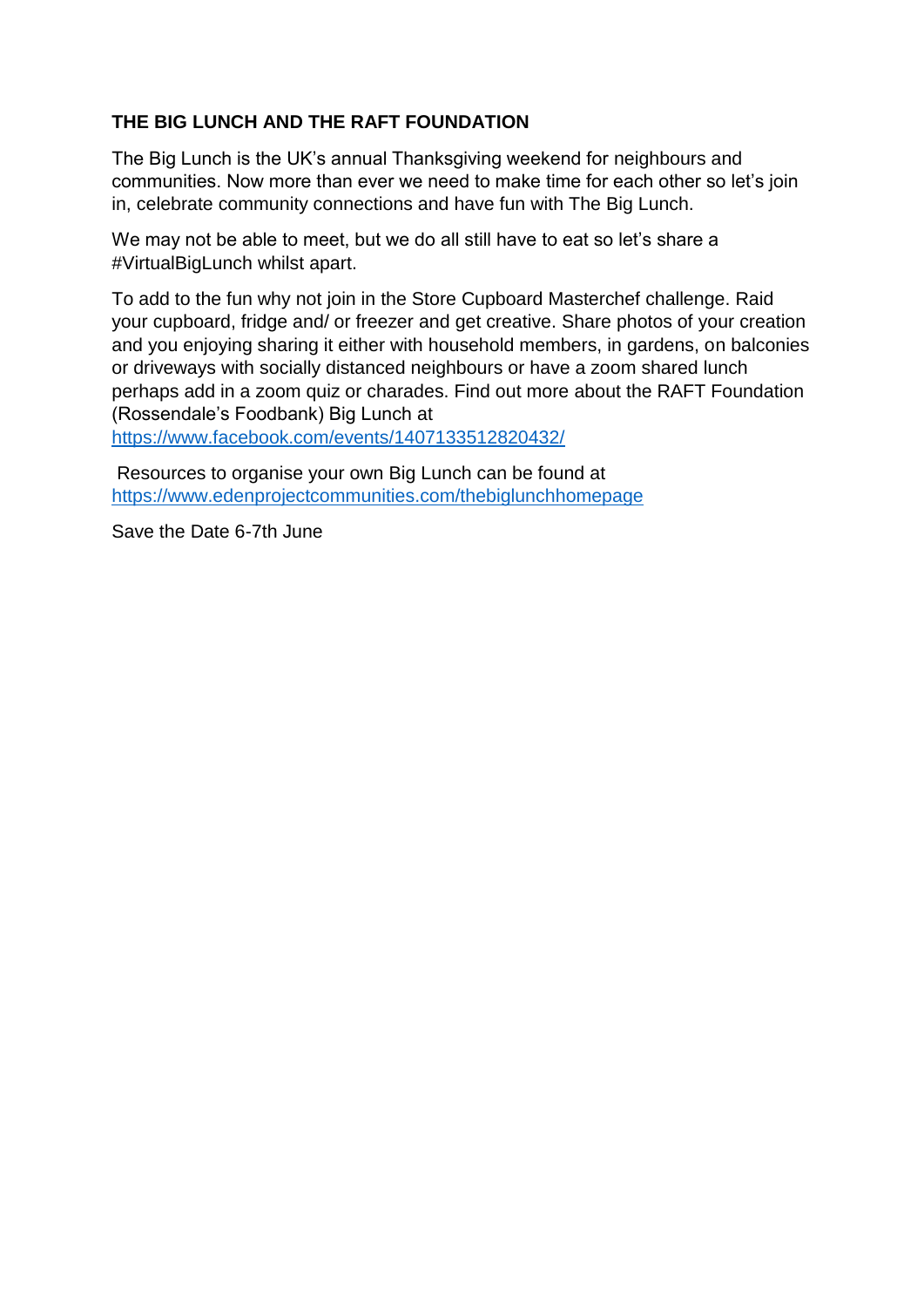**THE BIG LUNCH AND THE RAFT FOUNDATION**

The Big Lunch is the UK's annual Thanksgiving weekend for neighbours and communities. Now more than ever we need to make time for each other so let's join in, celebrate community connections and have fun with The Big Lunch.

We may not be able to meet, but we do all still have to eat so let's share a #VirtualBigLunch whilst apart.

To add to the fun why not join in the Store Cupboard Masterchef challenge. Raid your cupboard, fridge and/ or freezer and get creative. Share photos of your creation and you enjoying sharing it either with household members, in gardens, on balconies or driveways with socially distanced neighbours or have a zoom shared lunch perhaps add in a zoom quiz or charades. Find out more about the RAFT Foundation (Rossendale's Foodbank) Big Lunch at https://www.facebook.com/events/1407133512820432/

Resources to organise your own Big Lunch can be found at https://www.edenprojectcommunities.com/thebiglunchhomepage

Save the Date 6-7th June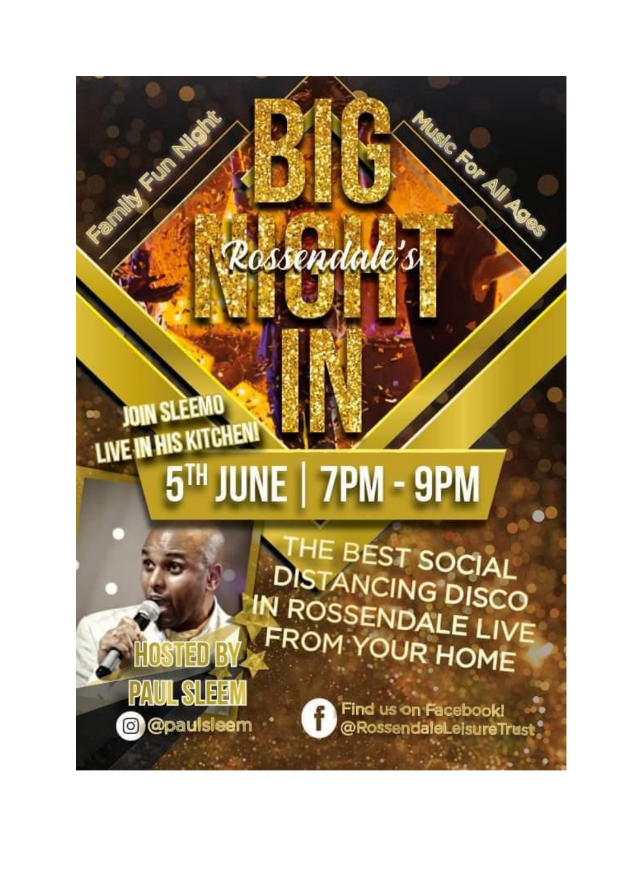Family Fun Night

Music For All Ages

# Rossendale's BIG NIGHT IN

JOIN SLEEMO LIVE IN HIS KITCHEN!

## 5TH JUNE | 7PM - 9PM

THE BEST SOCIAL DISTANCING DISCO IN ROSSENDALE LIVE FROM YOUR HOME

HOSTED BY PAUL SLEEM

@paulsleem

Find us on Facebook! @RossendaleLeisureTrust